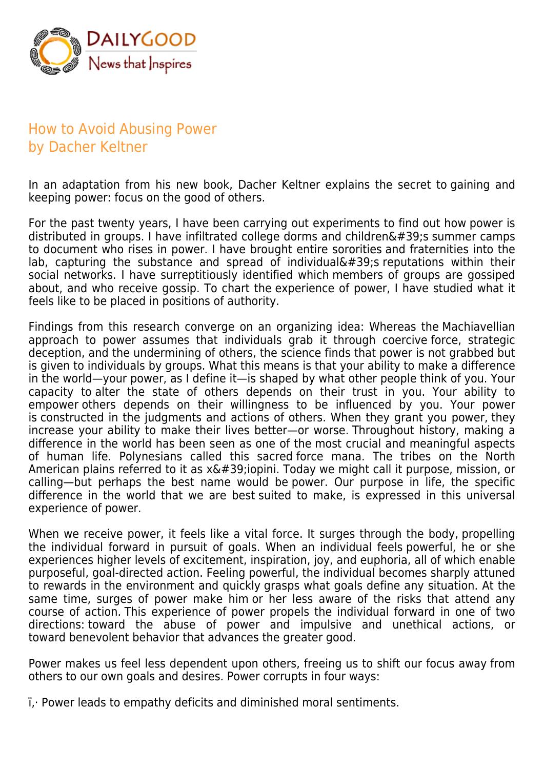# How to Avoid Abusing Power
## by Dacher Keltner

In an adaptation from his new book, Dacher Keltner explains the secret to gaining and keeping power: focus on the good of others.

For the past twenty years, I have been carrying out experiments to find out how power is distributed in groups. I have infiltrated college dorms and children&#39;s summer camps to document who rises in power. I have brought entire sororities and fraternities into the lab, capturing the substance and spread of individual&#39;s reputations within their social networks. I have surreptitiously identified which members of groups are gossiped about, and who receive gossip. To chart the experience of power, I have studied what it feels like to be placed in positions of authority.

Findings from this research converge on an organizing idea: Whereas the Machiavellian approach to power assumes that individuals grab it through coercive force, strategic deception, and the undermining of others, the science finds that power is not grabbed but is given to individuals by groups. What this means is that your ability to make a difference in the world—your power, as I define it—is shaped by what other people think of you. Your capacity to alter the state of others depends on their trust in you. Your ability to empower others depends on their willingness to be influenced by you. Your power is constructed in the judgments and actions of others. When they grant you power, they increase your ability to make their lives better—or worse. Throughout history, making a difference in the world has been seen as one of the most crucial and meaningful aspects of human life. Polynesians called this sacred force mana. The tribes on the North American plains referred to it as x&#39;iopini. Today we might call it purpose, mission, or calling—but perhaps the best name would be power. Our purpose in life, the specific difference in the world that we are best suited to make, is expressed in this universal experience of power.

When we receive power, it feels like a vital force. It surges through the body, propelling the individual forward in pursuit of goals. When an individual feels powerful, he or she experiences higher levels of excitement, inspiration, joy, and euphoria, all of which enable purposeful, goal-directed action. Feeling powerful, the individual becomes sharply attuned to rewards in the environment and quickly grasps what goals define any situation. At the same time, surges of power make him or her less aware of the risks that attend any course of action. This experience of power propels the individual forward in one of two directions: toward the abuse of power and impulsive and unethical actions, or toward benevolent behavior that advances the greater good.

Power makes us feel less dependent upon others, freeing us to shift our focus away from others to our own goals and desires. Power corrupts in four ways:

ï‚· Power leads to empathy deficits and diminished moral sentiments.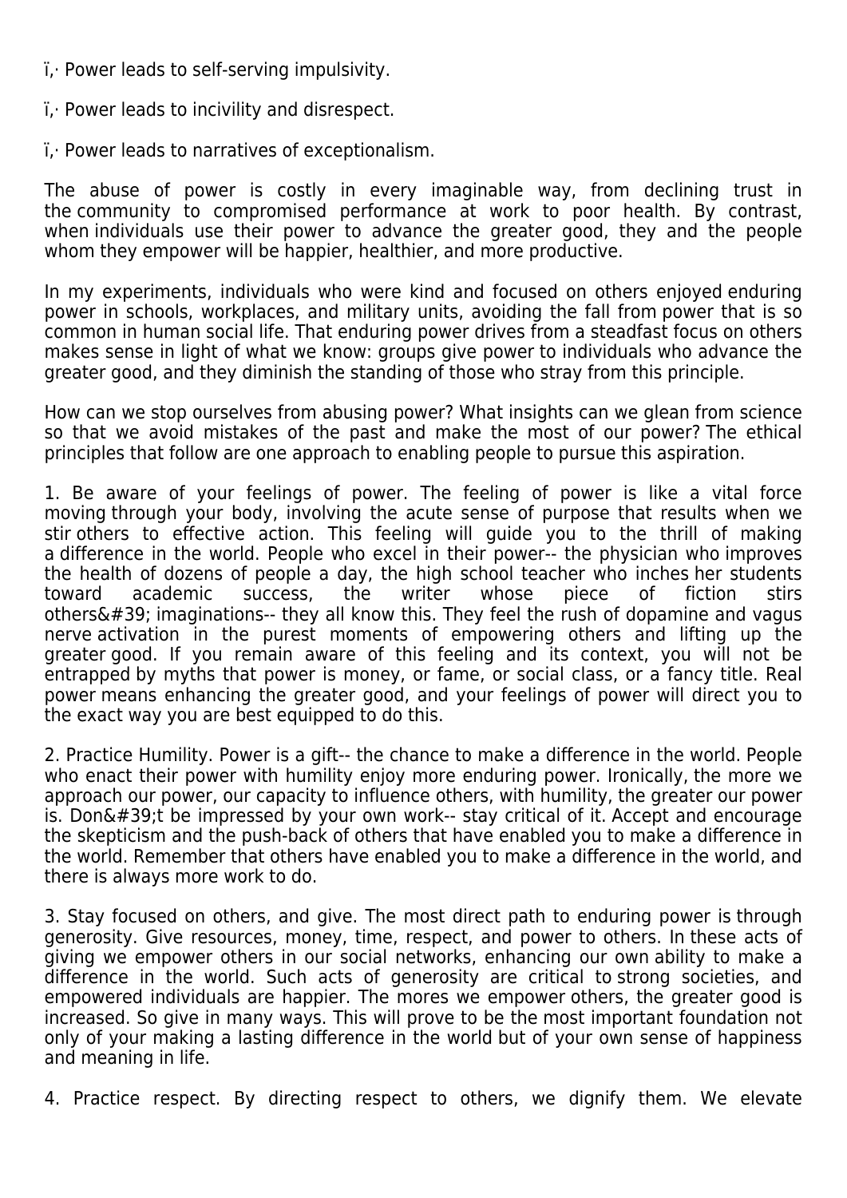- Power leads to self-serving impulsivity.

- Power leads to incivility and disrespect.

- Power leads to narratives of exceptionalism.

The abuse of power is costly in every imaginable way, from declining trust in the community to compromised performance at work to poor health. By contrast, when individuals use their power to advance the greater good, they and the people whom they empower will be happier, healthier, and more productive.

In my experiments, individuals who were kind and focused on others enjoyed enduring power in schools, workplaces, and military units, avoiding the fall from power that is so common in human social life. That enduring power drives from a steadfast focus on others makes sense in light of what we know: groups give power to individuals who advance the greater good, and they diminish the standing of those who stray from this principle.

How can we stop ourselves from abusing power? What insights can we glean from science so that we avoid mistakes of the past and make the most of our power? The ethical principles that follow are one approach to enabling people to pursue this aspiration.

1. Be aware of your feelings of power. The feeling of power is like a vital force moving through your body, involving the acute sense of purpose that results when we stir others to effective action. This feeling will guide you to the thrill of making a difference in the world. People who excel in their power-- the physician who improves the health of dozens of people a day, the high school teacher who inches her students toward academic success, the writer whose piece of fiction stirs others' imaginations-- they all know this. They feel the rush of dopamine and vagus nerve activation in the purest moments of empowering others and lifting up the greater good. If you remain aware of this feeling and its context, you will not be entrapped by myths that power is money, or fame, or social class, or a fancy title. Real power means enhancing the greater good, and your feelings of power will direct you to the exact way you are best equipped to do this.

2. Practice Humility. Power is a gift-- the chance to make a difference in the world. People who enact their power with humility enjoy more enduring power. Ironically, the more we approach our power, our capacity to influence others, with humility, the greater our power is. Don't be impressed by your own work-- stay critical of it. Accept and encourage the skepticism and the push-back of others that have enabled you to make a difference in the world. Remember that others have enabled you to make a difference in the world, and there is always more work to do.

3. Stay focused on others, and give. The most direct path to enduring power is through generosity. Give resources, money, time, respect, and power to others. In these acts of giving we empower others in our social networks, enhancing our own ability to make a difference in the world. Such acts of generosity are critical to strong societies, and empowered individuals are happier. The mores we empower others, the greater good is increased. So give in many ways. This will prove to be the most important foundation not only of your making a lasting difference in the world but of your own sense of happiness and meaning in life.

4. Practice respect. By directing respect to others, we dignify them. We elevate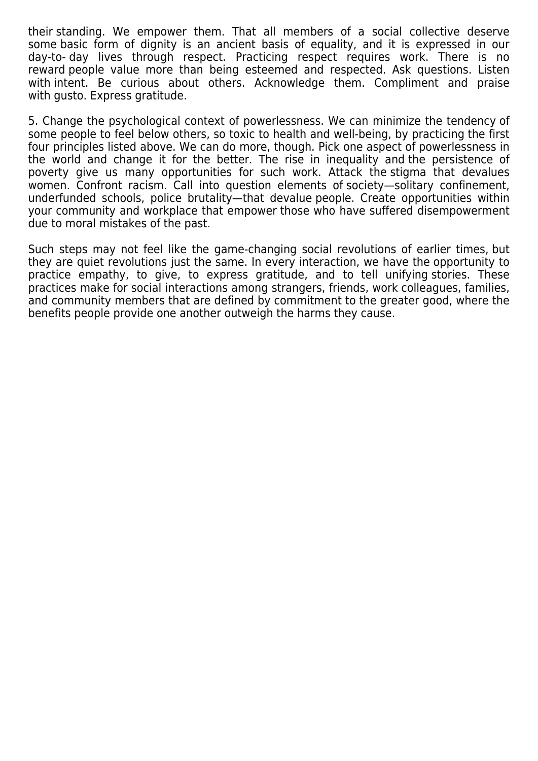their standing. We empower them. That all members of a social collective deserve some basic form of dignity is an ancient basis of equality, and it is expressed in our day-to- day lives through respect. Practicing respect requires work. There is no reward people value more than being esteemed and respected. Ask questions. Listen with intent. Be curious about others. Acknowledge them. Compliment and praise with gusto. Express gratitude.

5. Change the psychological context of powerlessness. We can minimize the tendency of some people to feel below others, so toxic to health and well-being, by practicing the first four principles listed above. We can do more, though. Pick one aspect of powerlessness in the world and change it for the better. The rise in inequality and the persistence of poverty give us many opportunities for such work. Attack the stigma that devalues women. Confront racism. Call into question elements of society—solitary confinement, underfunded schools, police brutality—that devalue people. Create opportunities within your community and workplace that empower those who have suffered disempowerment due to moral mistakes of the past.

Such steps may not feel like the game-changing social revolutions of earlier times, but they are quiet revolutions just the same. In every interaction, we have the opportunity to practice empathy, to give, to express gratitude, and to tell unifying stories. These practices make for social interactions among strangers, friends, work colleagues, families, and community members that are defined by commitment to the greater good, where the benefits people provide one another outweigh the harms they cause.